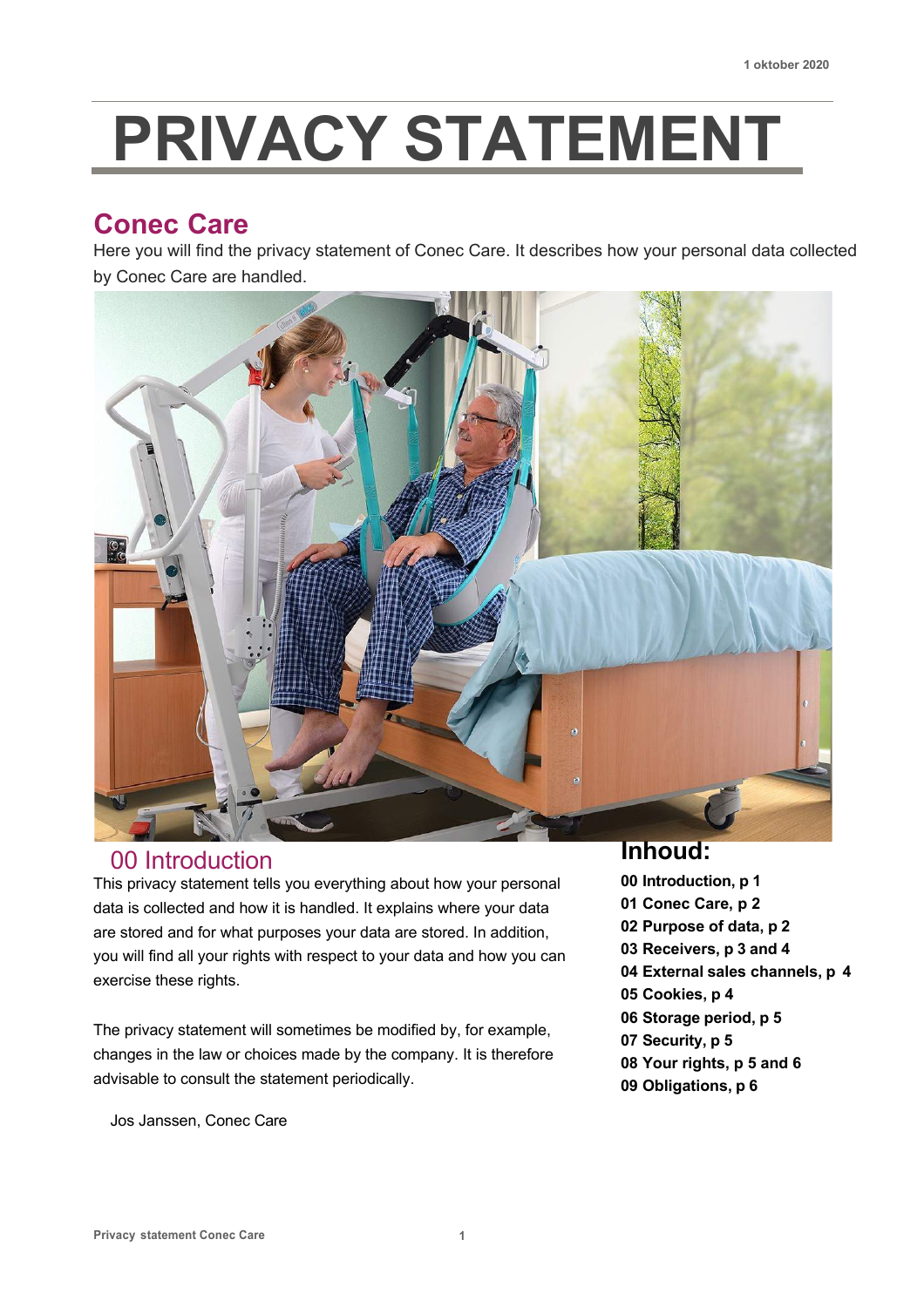1 oktober 2020

# PRIVACY STATEMENT

## Conec Care

Here you will find the privacy statement of Conec Care. It describes how your personal data collected by Conec Care are handled.

## 00 Introduction

This privacy statement tells you everything about how your personal data is collected and how it is handled. It explains where your data are stored and for what purposes your data are stored. In addition, you will find all your rights with respect to your data and how you can exercise these rights.

The privacy statement will sometimes be modified by, for example, changes in the law or choices made by the company. It is therefore advisable to consult the statement periodically.

Jos Janssen, Conec Care

## Inhoud:

**00 Introduction, p 1**
**01 Conec Care, p 2**
**02 Purpose of data, p 2**
**03 Receivers, p 3 and 4**
**04 External sales channels, p 4**
**05 Cookies, p 4**
**06 Storage period, p 5**
**07 Security, p 5**
**08 Your rights, p 5 and 6**
**09 Obligations, p 6**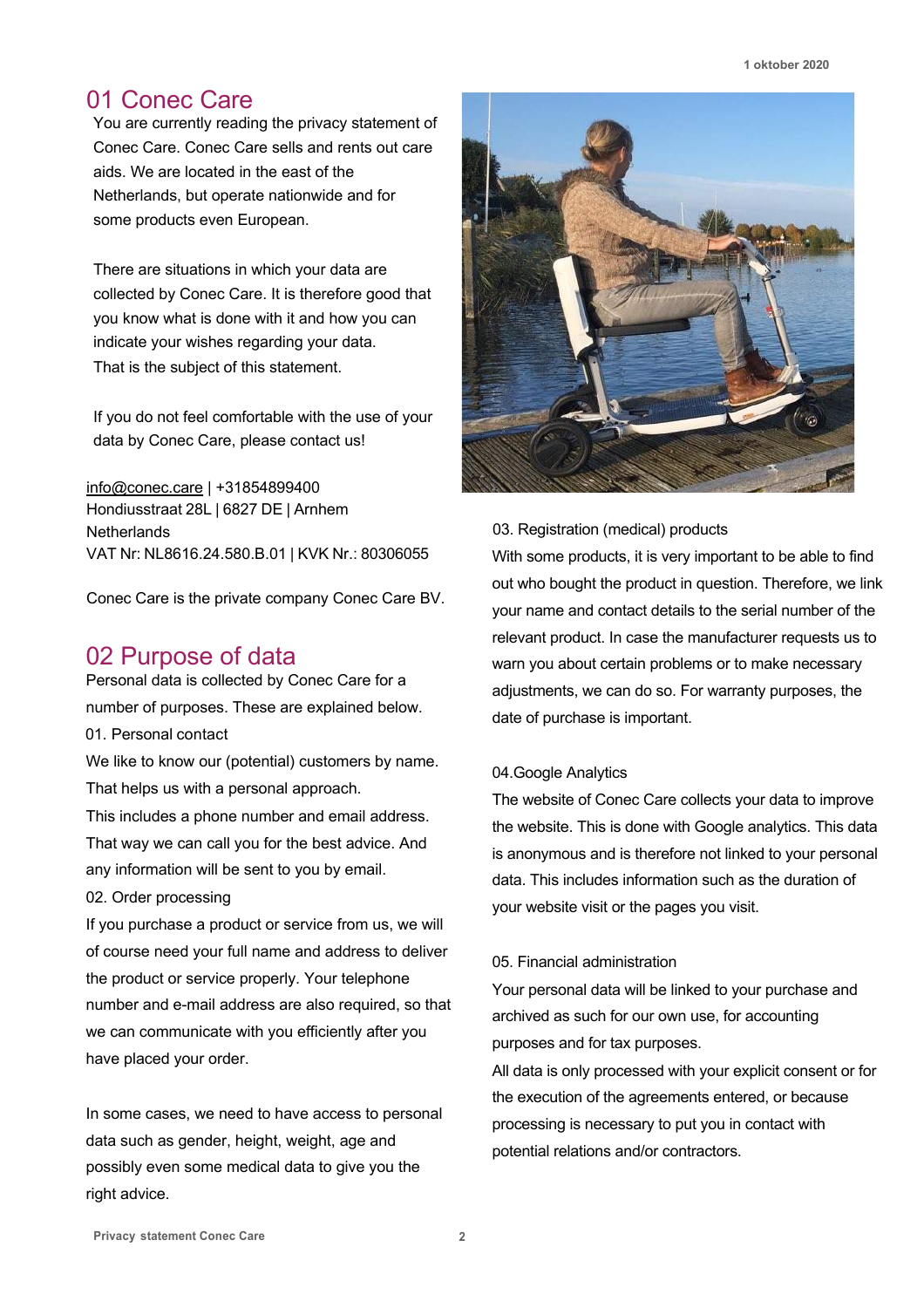## 01 Conec Care

You are currently reading the privacy statement of Conec Care. Conec Care sells and rents out care aids. We are located in the east of the Netherlands, but operate nationwide and for some products even European.

There are situations in which your data are collected by Conec Care. It is therefore good that you know what is done with it and how you can indicate your wishes regarding your data. That is the subject of this statement.

If you do not feel comfortable with the use of your data by Conec Care, please contact us!

info@conec.care | +31854899400
Hondiusstraat 28L | 6827 DE | Arnhem
Netherlands
VAT Nr: NL8616.24.580.B.01 | KVK Nr.: 80306055

Conec Care is the private company Conec Care BV.

## 02 Purpose of data

Personal data is collected by Conec Care for a number of purposes. These are explained below.

01. Personal contact

We like to know our (potential) customers by name. That helps us with a personal approach.
This includes a phone number and email address. That way we can call you for the best advice. And any information will be sent to you by email.

02. Order processing

If you purchase a product or service from us, we will of course need your full name and address to deliver the product or service properly. Your telephone number and e-mail address are also required, so that we can communicate with you efficiently after you have placed your order.

In some cases, we need to have access to personal data such as gender, height, weight, age and possibly even some medical data to give you the right advice.

03. Registration (medical) products

With some products, it is very important to be able to find out who bought the product in question. Therefore, we link your name and contact details to the serial number of the relevant product. In case the manufacturer requests us to warn you about certain problems or to make necessary adjustments, we can do so. For warranty purposes, the date of purchase is important.

04.Google Analytics

The website of Conec Care collects your data to improve the website. This is done with Google analytics. This data is anonymous and is therefore not linked to your personal data. This includes information such as the duration of your website visit or the pages you visit.

05. Financial administration

Your personal data will be linked to your purchase and archived as such for our own use, for accounting purposes and for tax purposes.
All data is only processed with your explicit consent or for the execution of the agreements entered, or because processing is necessary to put you in contact with potential relations and/or contractors.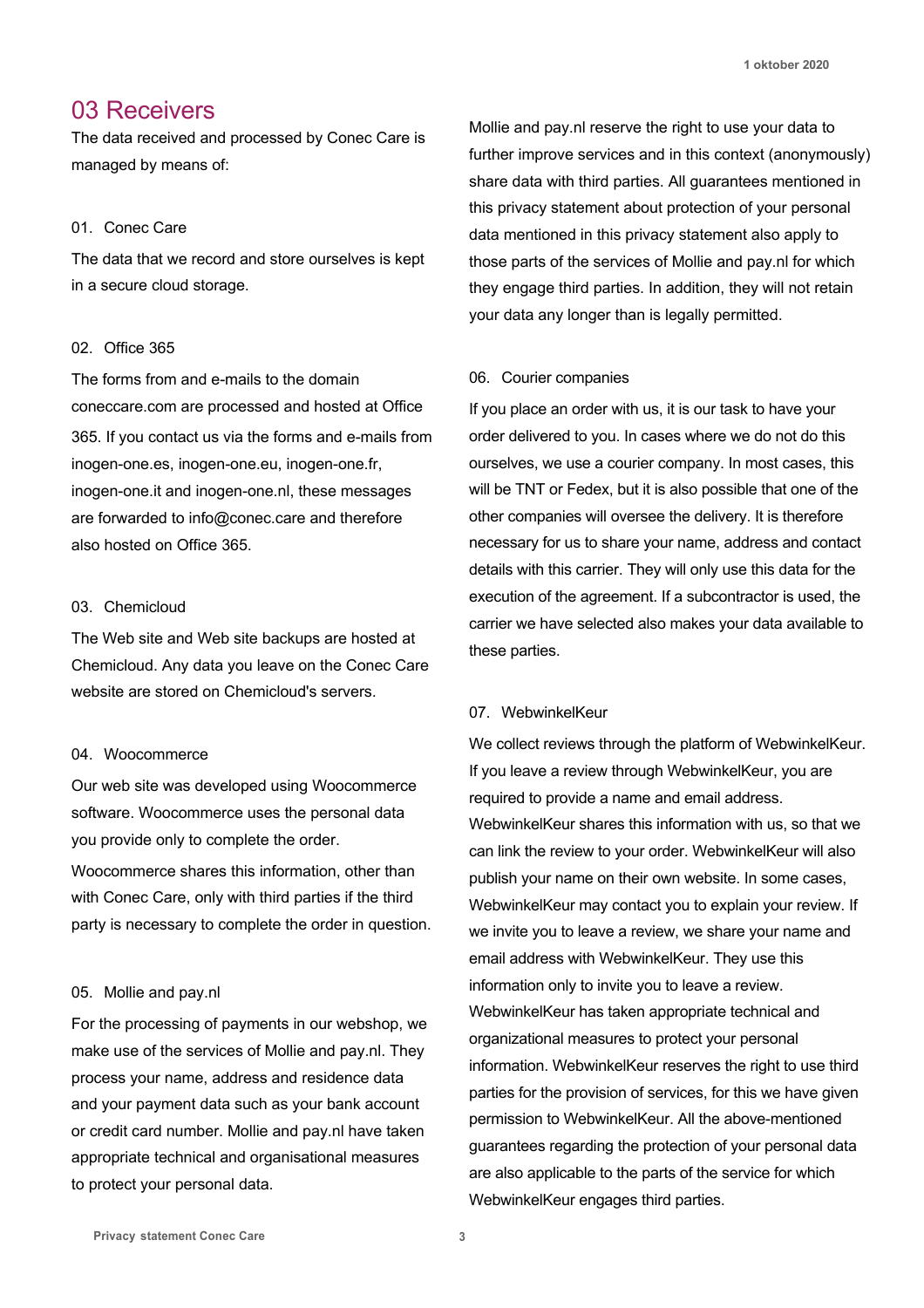# 03 Receivers

The data received and processed by Conec Care is managed by means of:

01. Conec Care

The data that we record and store ourselves is kept in a secure cloud storage.

02. Office 365

The forms from and e-mails to the domain coneccare.com are processed and hosted at Office 365. If you contact us via the forms and e-mails from inogen-one.es, inogen-one.eu, inogen-one.fr, inogen-one.it and inogen-one.nl, these messages are forwarded to info@conec.care and therefore also hosted on Office 365.

03. Chemicloud

The Web site and Web site backups are hosted at Chemicloud. Any data you leave on the Conec Care website are stored on Chemicloud's servers.

04. Woocommerce

Our web site was developed using Woocommerce software. Woocommerce uses the personal data you provide only to complete the order.

Woocommerce shares this information, other than with Conec Care, only with third parties if the third party is necessary to complete the order in question.

05. Mollie and pay.nl

For the processing of payments in our webshop, we make use of the services of Mollie and pay.nl. They process your name, address and residence data and your payment data such as your bank account or credit card number. Mollie and pay.nl have taken appropriate technical and organisational measures to protect your personal data.

Mollie and pay.nl reserve the right to use your data to further improve services and in this context (anonymously) share data with third parties. All guarantees mentioned in this privacy statement about protection of your personal data mentioned in this privacy statement also apply to those parts of the services of Mollie and pay.nl for which they engage third parties. In addition, they will not retain your data any longer than is legally permitted.

06. Courier companies

If you place an order with us, it is our task to have your order delivered to you. In cases where we do not do this ourselves, we use a courier company. In most cases, this will be TNT or Fedex, but it is also possible that one of the other companies will oversee the delivery. It is therefore necessary for us to share your name, address and contact details with this carrier. They will only use this data for the execution of the agreement. If a subcontractor is used, the carrier we have selected also makes your data available to these parties.

07. WebwinkelKeur

We collect reviews through the platform of WebwinkelKeur. If you leave a review through WebwinkelKeur, you are required to provide a name and email address. WebwinkelKeur shares this information with us, so that we can link the review to your order. WebwinkelKeur will also publish your name on their own website. In some cases, WebwinkelKeur may contact you to explain your review. If we invite you to leave a review, we share your name and email address with WebwinkelKeur. They use this information only to invite you to leave a review. WebwinkelKeur has taken appropriate technical and organizational measures to protect your personal information. WebwinkelKeur reserves the right to use third parties for the provision of services, for this we have given permission to WebwinkelKeur. All the above-mentioned guarantees regarding the protection of your personal data are also applicable to the parts of the service for which WebwinkelKeur engages third parties.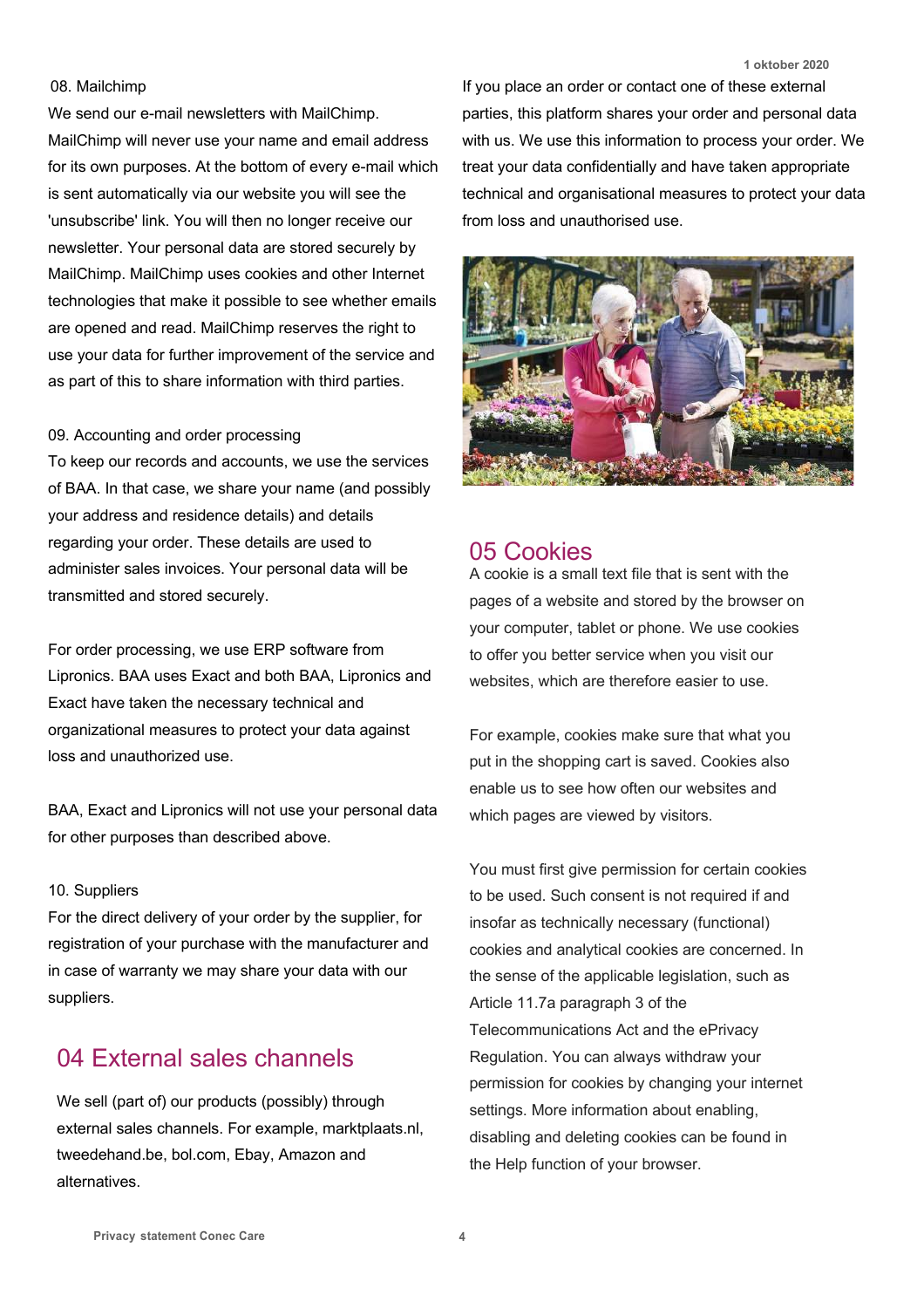08. Mailchimp

We send our e-mail newsletters with MailChimp. MailChimp will never use your name and email address for its own purposes. At the bottom of every e-mail which is sent automatically via our website you will see the 'unsubscribe' link. You will then no longer receive our newsletter. Your personal data are stored securely by MailChimp. MailChimp uses cookies and other Internet technologies that make it possible to see whether emails are opened and read. MailChimp reserves the right to use your data for further improvement of the service and as part of this to share information with third parties.

09. Accounting and order processing

To keep our records and accounts, we use the services of BAA. In that case, we share your name (and possibly your address and residence details) and details regarding your order. These details are used to administer sales invoices. Your personal data will be transmitted and stored securely.

For order processing, we use ERP software from Lipronics. BAA uses Exact and both BAA, Lipronics and Exact have taken the necessary technical and organizational measures to protect your data against loss and unauthorized use.

BAA, Exact and Lipronics will not use your personal data for other purposes than described above.

10. Suppliers

For the direct delivery of your order by the supplier, for registration of your purchase with the manufacturer and in case of warranty we may share your data with our suppliers.

## 04 External sales channels

We sell (part of) our products (possibly) through external sales channels. For example, marktplaats.nl, tweedehand.be, bol.com, Ebay, Amazon and alternatives.

If you place an order or contact one of these external parties, this platform shares your order and personal data with us. We use this information to process your order. We treat your data confidentially and have taken appropriate technical and organisational measures to protect your data from loss and unauthorised use.

## 05 Cookies

A cookie is a small text file that is sent with the pages of a website and stored by the browser on your computer, tablet or phone. We use cookies to offer you better service when you visit our websites, which are therefore easier to use.

For example, cookies make sure that what you put in the shopping cart is saved. Cookies also enable us to see how often our websites and which pages are viewed by visitors.

You must first give permission for certain cookies to be used. Such consent is not required if and insofar as technically necessary (functional) cookies and analytical cookies are concerned. In the sense of the applicable legislation, such as Article 11.7a paragraph 3 of the Telecommunications Act and the ePrivacy Regulation. You can always withdraw your permission for cookies by changing your internet settings. More information about enabling, disabling and deleting cookies can be found in the Help function of your browser.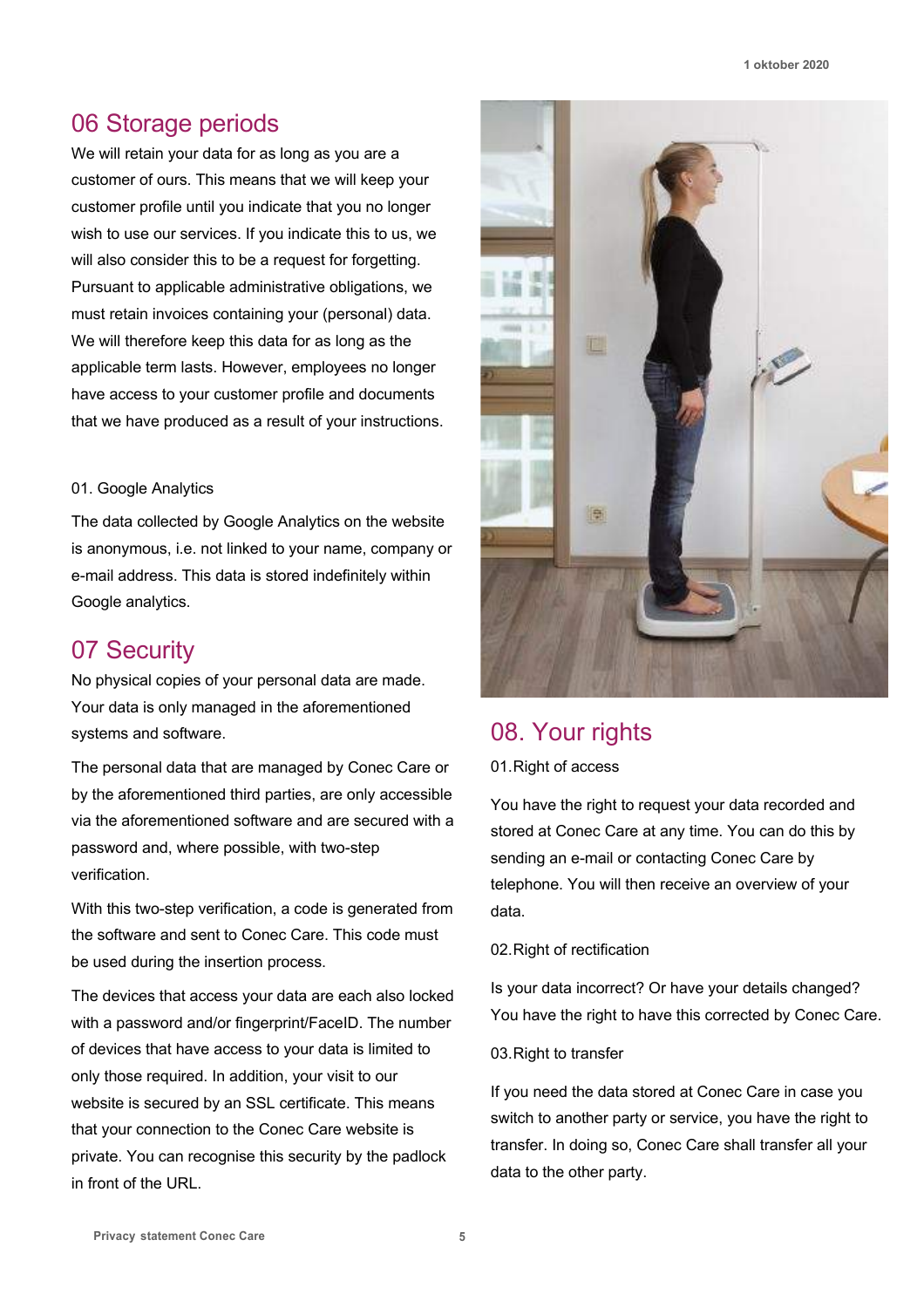## 06 Storage periods

We will retain your data for as long as you are a customer of ours. This means that we will keep your customer profile until you indicate that you no longer wish to use our services. If you indicate this to us, we will also consider this to be a request for forgetting. Pursuant to applicable administrative obligations, we must retain invoices containing your (personal) data. We will therefore keep this data for as long as the applicable term lasts. However, employees no longer have access to your customer profile and documents that we have produced as a result of your instructions.

01. Google Analytics

The data collected by Google Analytics on the website is anonymous, i.e. not linked to your name, company or e-mail address. This data is stored indefinitely within Google analytics.

## 07 Security

No physical copies of your personal data are made. Your data is only managed in the aforementioned systems and software.

The personal data that are managed by Conec Care or by the aforementioned third parties, are only accessible via the aforementioned software and are secured with a password and, where possible, with two-step verification.

With this two-step verification, a code is generated from the software and sent to Conec Care. This code must be used during the insertion process.

The devices that access your data are each also locked with a password and/or fingerprint/FaceID. The number of devices that have access to your data is limited to only those required. In addition, your visit to our website is secured by an SSL certificate. This means that your connection to the Conec Care website is private. You can recognise this security by the padlock in front of the URL.

## 08. Your rights

01.Right of access

You have the right to request your data recorded and stored at Conec Care at any time. You can do this by sending an e-mail or contacting Conec Care by telephone. You will then receive an overview of your data.

02.Right of rectification

Is your data incorrect? Or have your details changed? You have the right to have this corrected by Conec Care.

03.Right to transfer

If you need the data stored at Conec Care in case you switch to another party or service, you have the right to transfer. In doing so, Conec Care shall transfer all your data to the other party.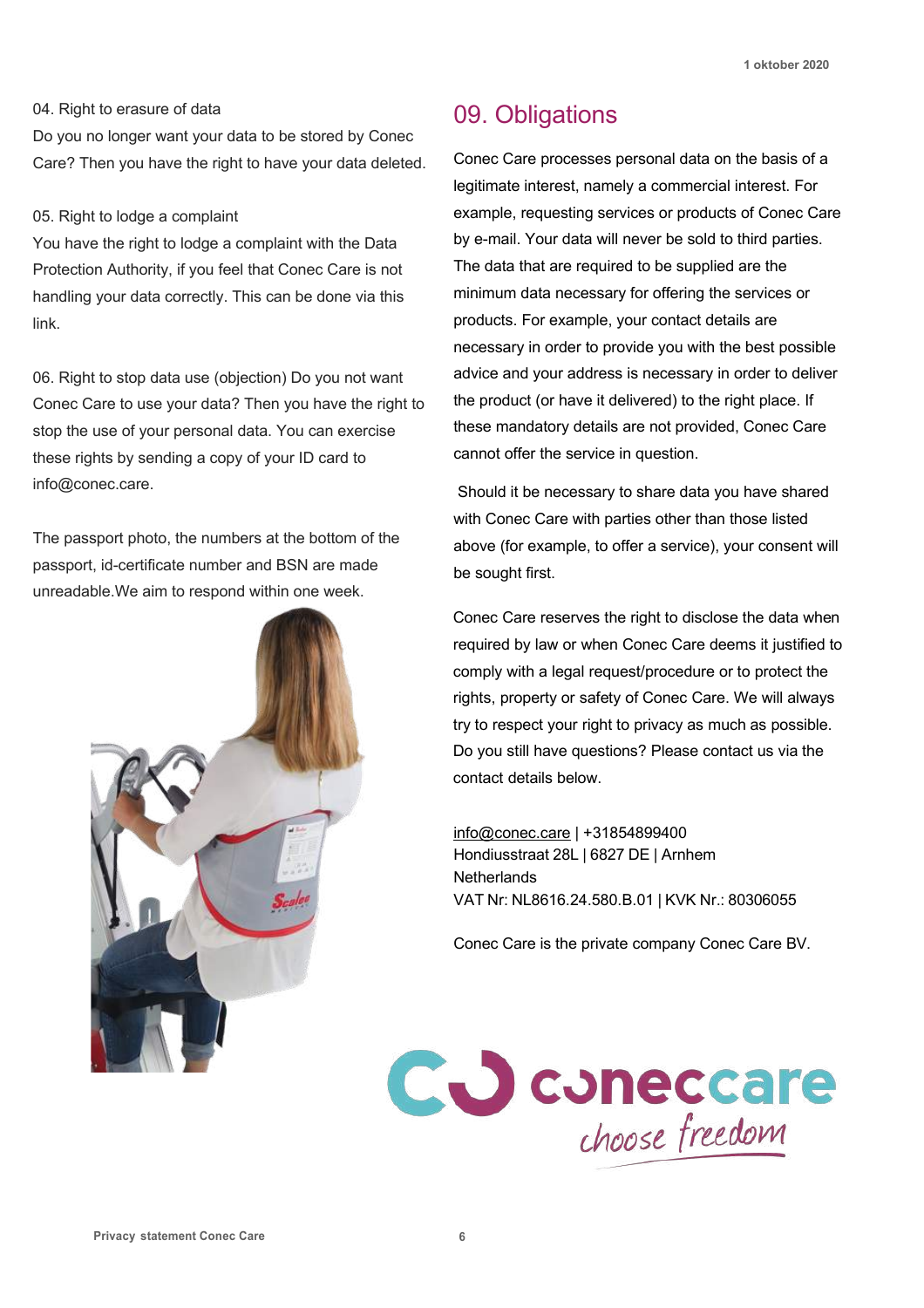04. Right to erasure of data
Do you no longer want your data to be stored by Conec Care? Then you have the right to have your data deleted.

05. Right to lodge a complaint
You have the right to lodge a complaint with the Data Protection Authority, if you feel that Conec Care is not handling your data correctly. This can be done via this link.

06. Right to stop data use (objection) Do you not want Conec Care to use your data? Then you have the right to stop the use of your personal data. You can exercise these rights by sending a copy of your ID card to info@conec.care.

The passport photo, the numbers at the bottom of the passport, id-certificate number and BSN are made unreadable.We aim to respond within one week.

## 09. Obligations

Conec Care processes personal data on the basis of a legitimate interest, namely a commercial interest. For example, requesting services or products of Conec Care by e-mail. Your data will never be sold to third parties. The data that are required to be supplied are the minimum data necessary for offering the services or products. For example, your contact details are necessary in order to provide you with the best possible advice and your address is necessary in order to deliver the product (or have it delivered) to the right place. If these mandatory details are not provided, Conec Care cannot offer the service in question.

Should it be necessary to share data you have shared with Conec Care with parties other than those listed above (for example, to offer a service), your consent will be sought first.

Conec Care reserves the right to disclose the data when required by law or when Conec Care deems it justified to comply with a legal request/procedure or to protect the rights, property or safety of Conec Care. We will always try to respect your right to privacy as much as possible. Do you still have questions? Please contact us via the contact details below.

info@conec.care | +31854899400
Hondiusstraat 28L | 6827 DE | Arnhem
Netherlands
VAT Nr: NL8616.24.580.B.01 | KVK Nr.: 80306055

Conec Care is the private company Conec Care BV.

conec care
choose freedom